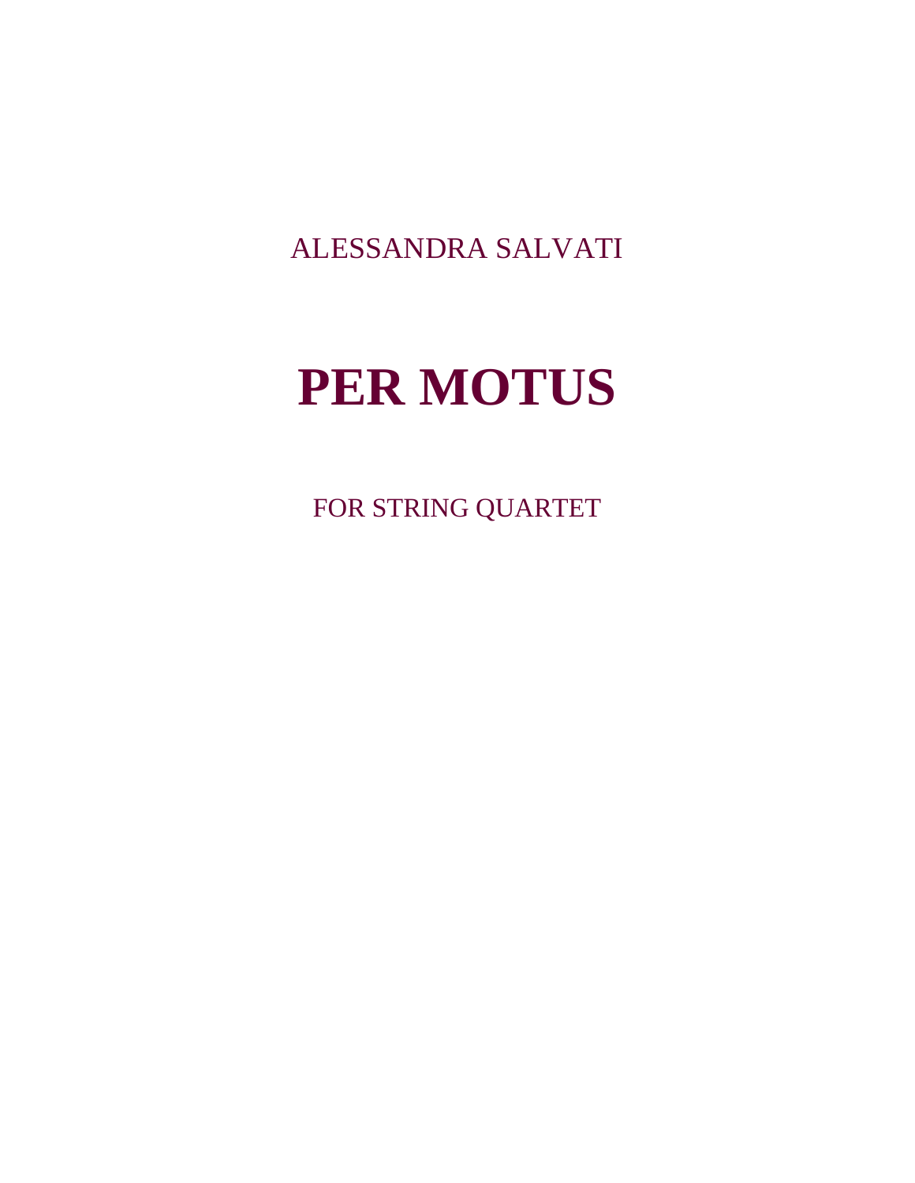ALESSANDRA SALVATI

# PER MOTUS

FOR STRING QUARTET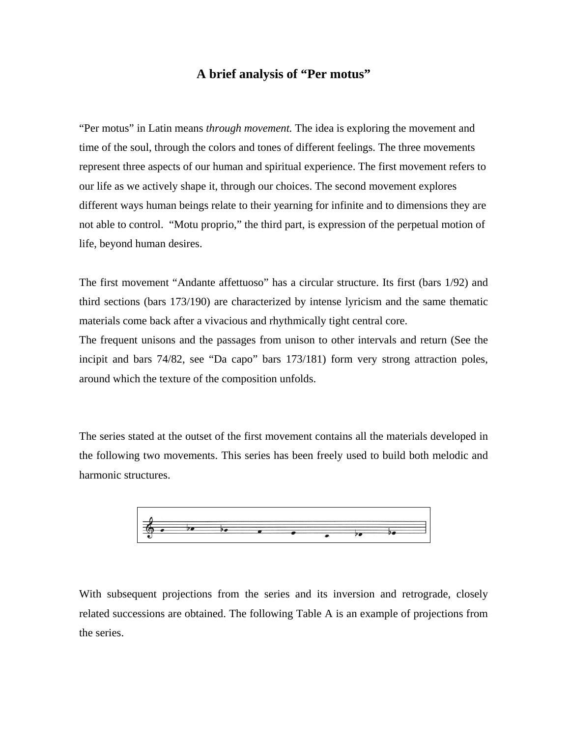# A brief analysis of "Per motus"

"Per motus" in Latin means *through movement.* The idea is exploring the movement and time of the soul, through the colors and tones of different feelings. The three movements represent three aspects of our human and spiritual experience. The first movement refers to our life as we actively shape it, through our choices. The second movement explores different ways human beings relate to their yearning for infinite and to dimensions they are not able to control. "Motu proprio," the third part, is expression of the perpetual motion of life, beyond human desires.

The first movement "Andante affettuoso" has a circular structure. Its first (bars 1/92) and third sections (bars 173/190) are characterized by intense lyricism and the same thematic materials come back after a vivacious and rhythmically tight central core.
The frequent unisons and the passages from unison to other intervals and return (See the incipit and bars 74/82, see "Da capo" bars 173/181) form very strong attraction poles, around which the texture of the composition unfolds.

The series stated at the outset of the first movement contains all the materials developed in the following two movements. This series has been freely used to build both melodic and harmonic structures.

With subsequent projections from the series and its inversion and retrograde, closely related successions are obtained. The following Table A is an example of projections from the series.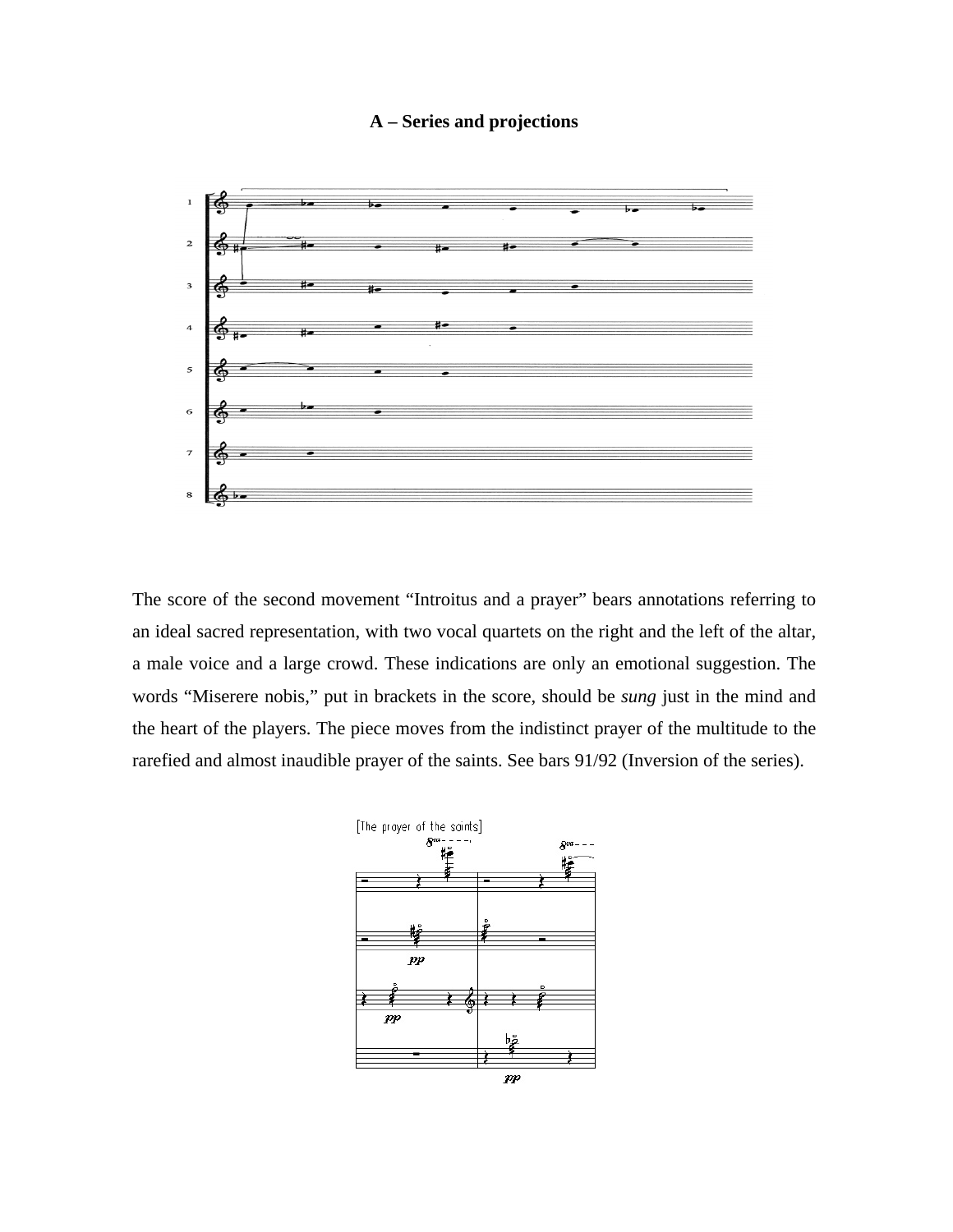**A – Series and projections**

The score of the second movement "Introitus and a prayer" bears annotations referring to an ideal sacred representation, with two vocal quartets on the right and the left of the altar, a male voice and a large crowd. These indications are only an emotional suggestion. The words "Miserere nobis," put in brackets in the score, should be *sung* just in the mind and the heart of the players. The piece moves from the indistinct prayer of the multitude to the rarefied and almost inaudible prayer of the saints. See bars 91/92 (Inversion of the series).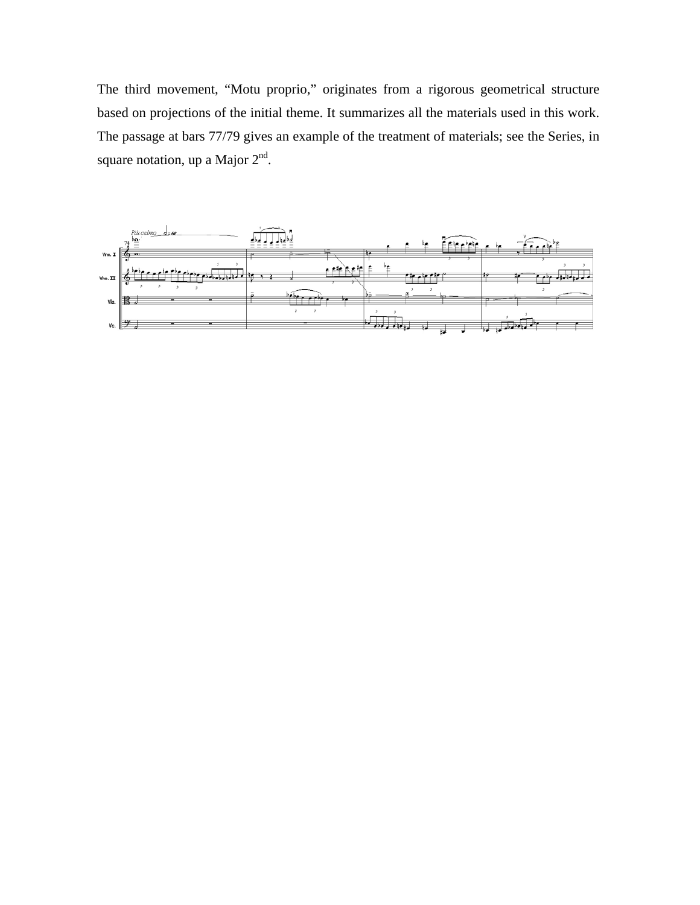The third movement, “Motu proprio,” originates from a rigorous geometrical structure based on projections of the initial theme. It summarizes all the materials used in this work. The passage at bars 77/79 gives an example of the treatment of materials; see the Series, in square notation, up a Major 2nd.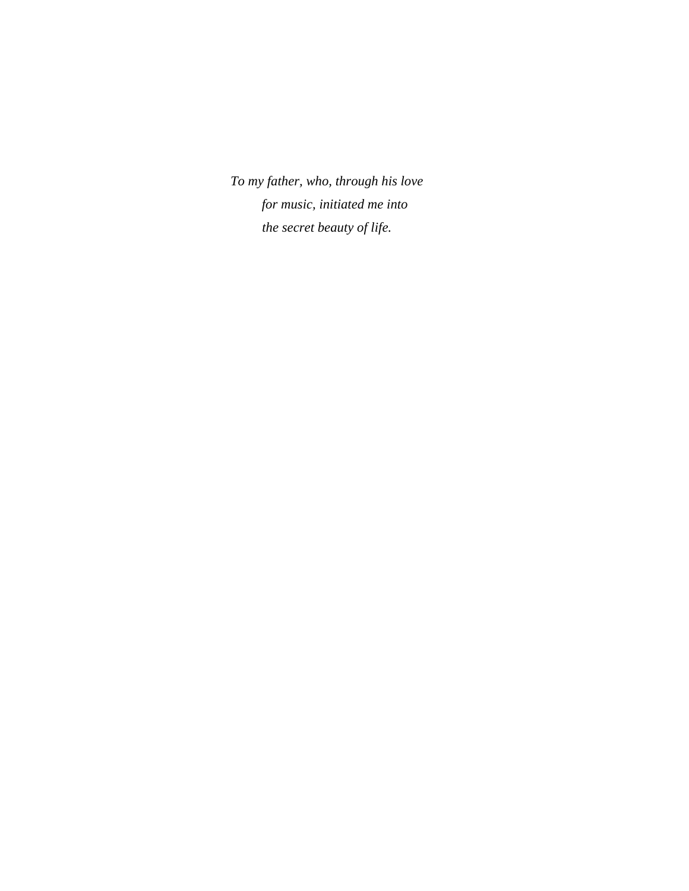*To my father, who, through his love*
*for music, initiated me into*
*the secret beauty of life.*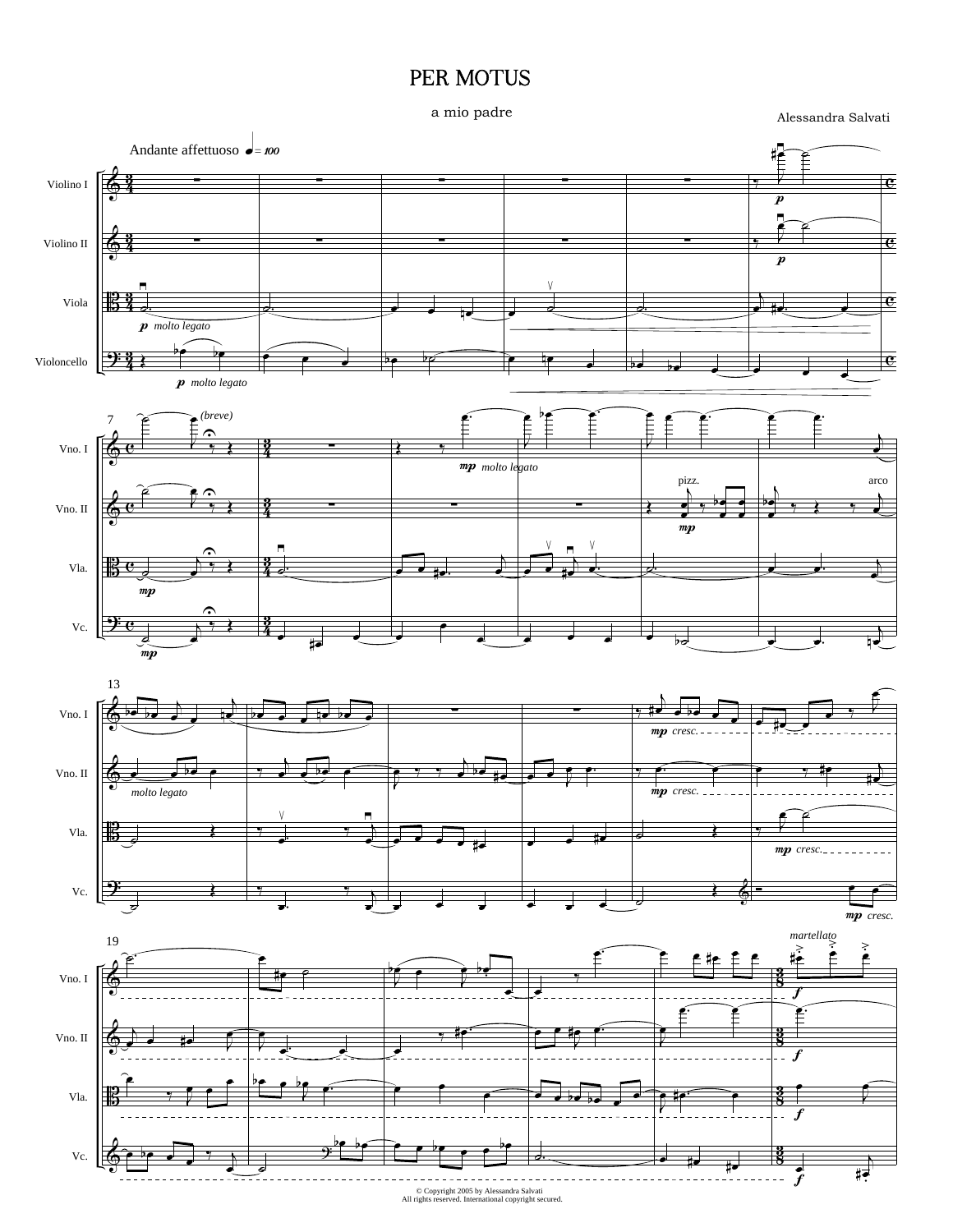# PER MOTUS

a mio padre

Alessandra Salvati

Andante affettuoso ♩= 100

© Copyright 2005 by Alessandra Salvati
All rights reserved. International copyright secured.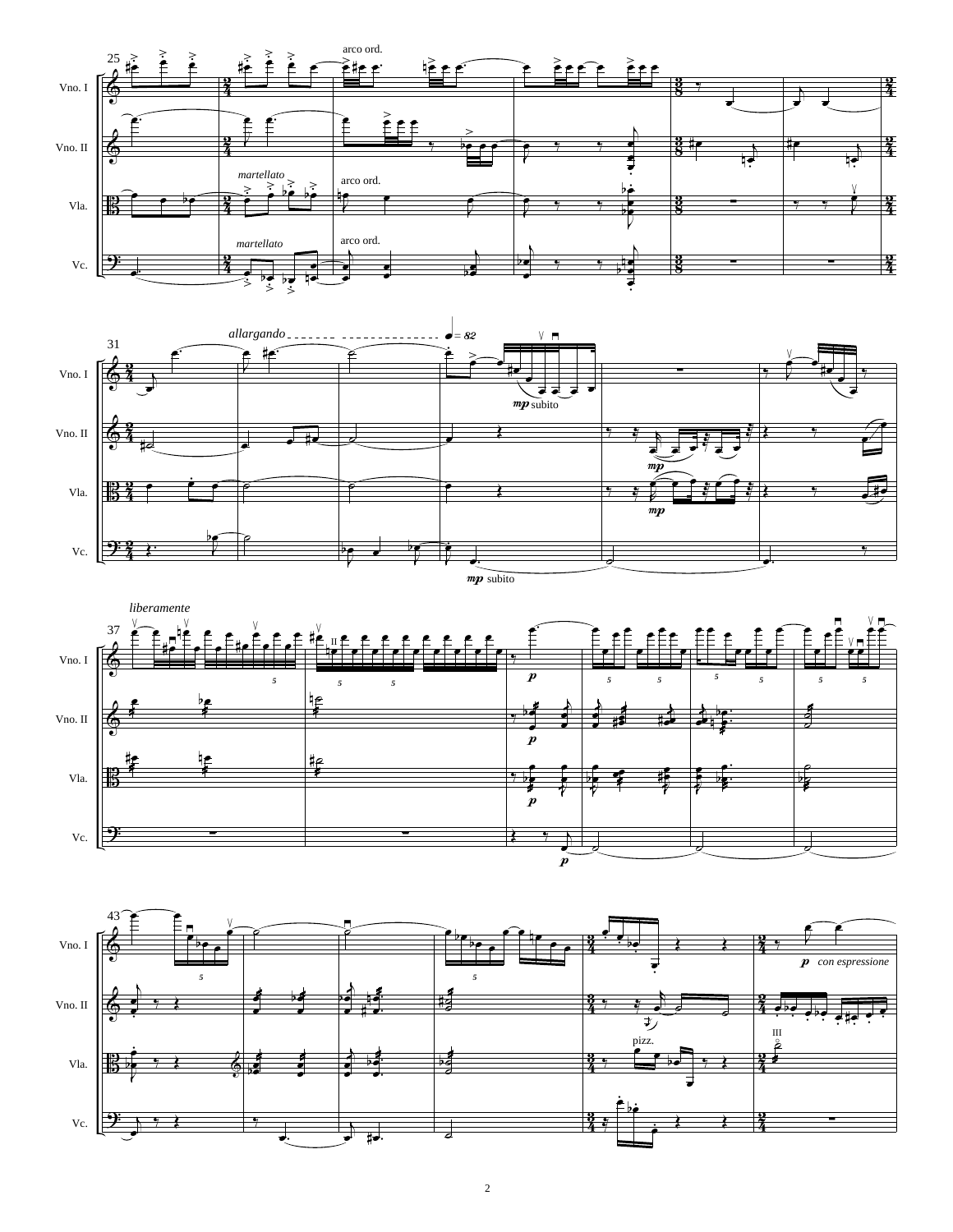Vno. I
Vno. II
Vla.
Vc.

25

martellato

arco ord.

31

allargando

♩= 82

*mp* subito

*mp*

37

liberamente

*p*

43

pizz.

III

*p* con espressione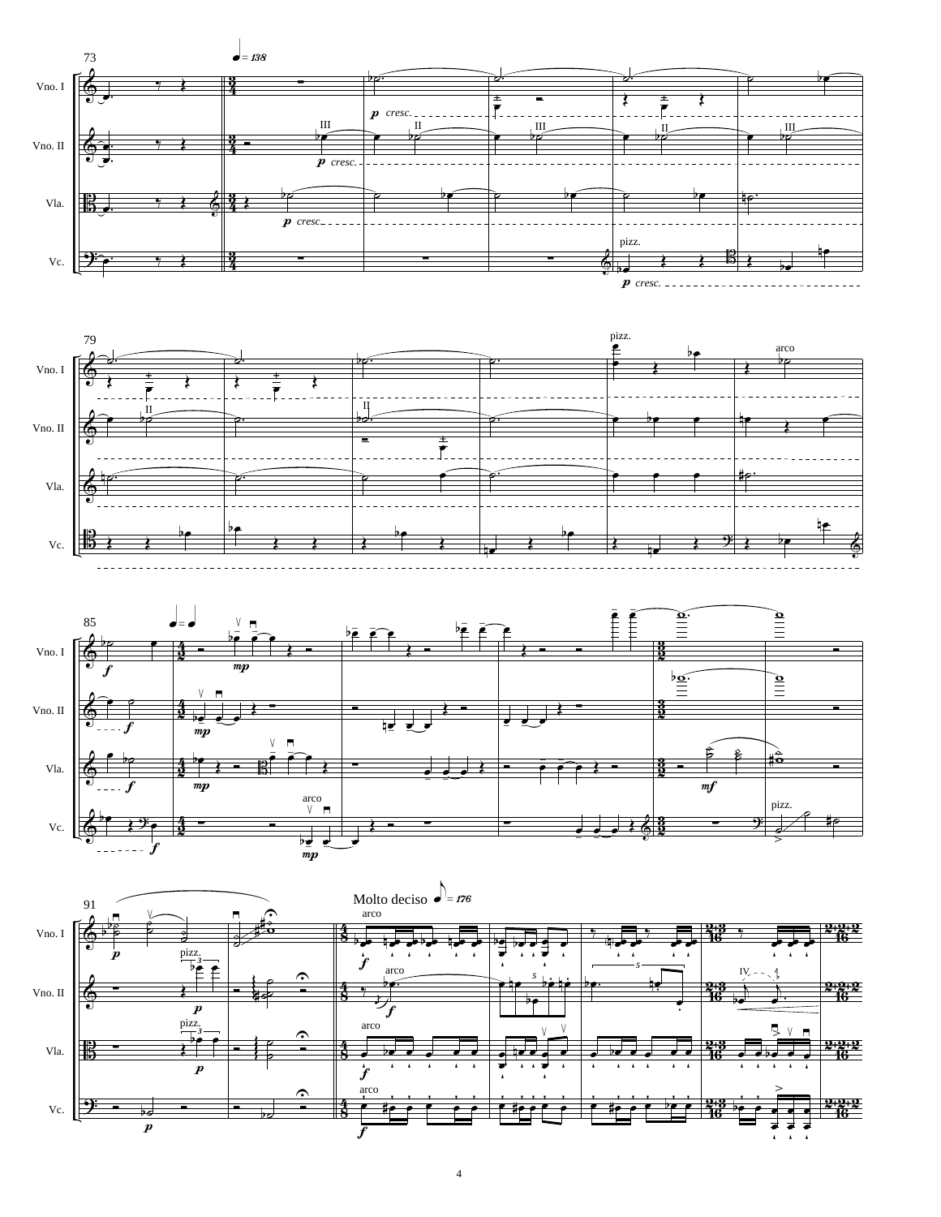Molto deciso ♪ = 176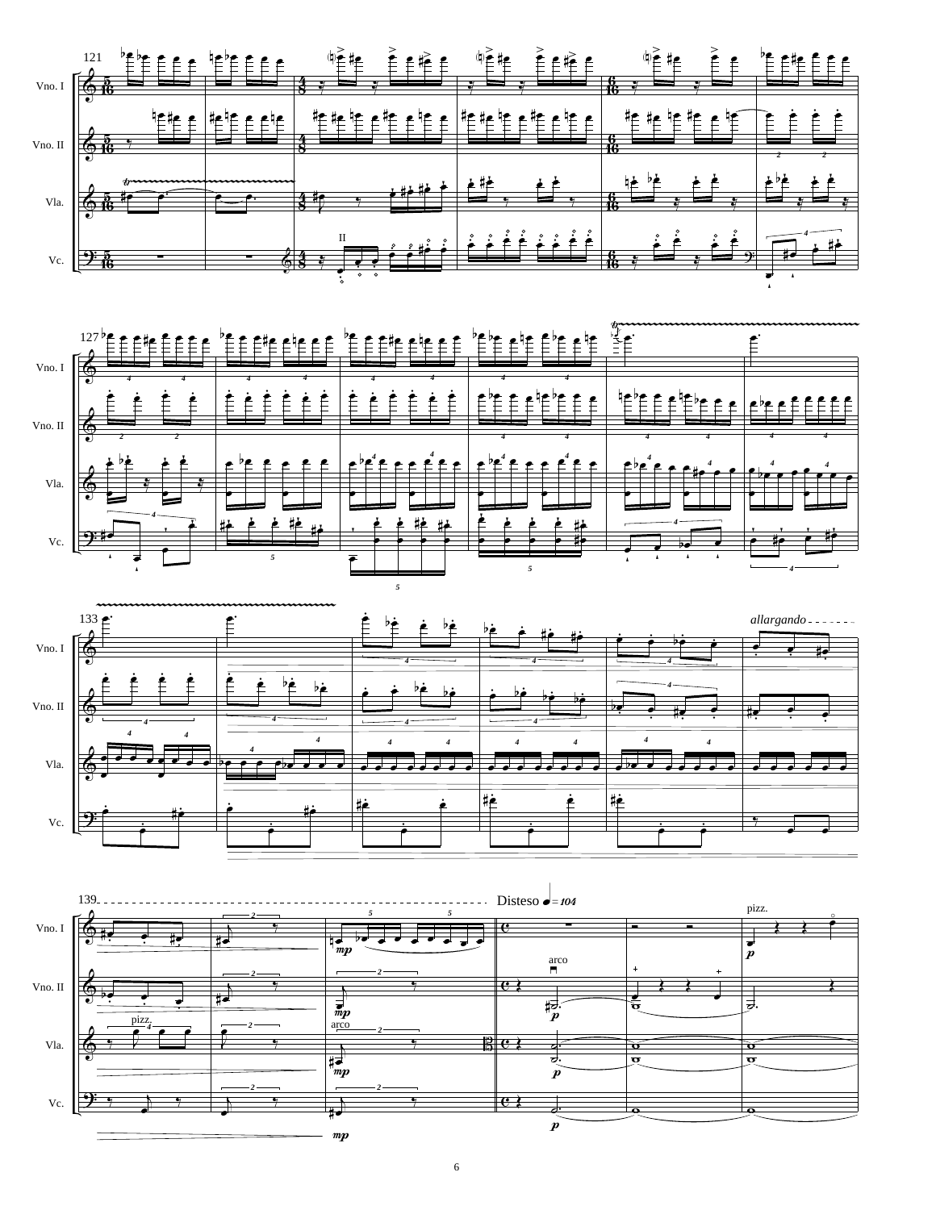allargando

Disteso ♩ = 104

Vno. I

Vno. II

Vla.

Vc.

pizz.

arco

pizz.

arco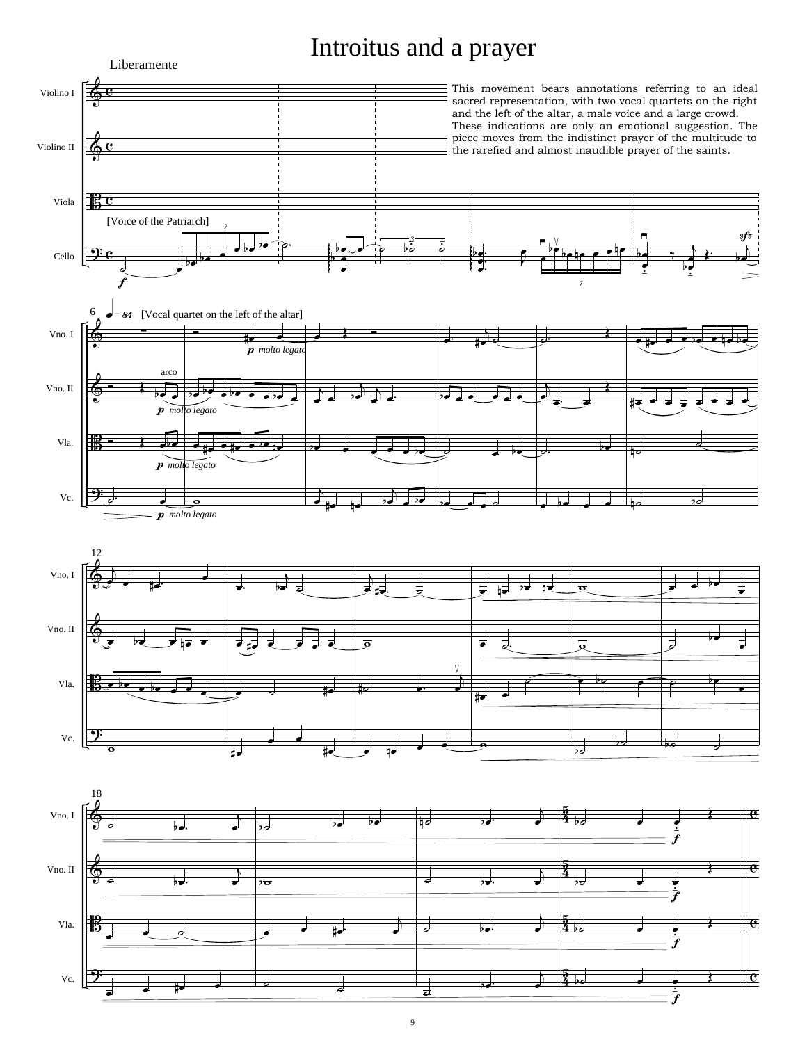# Introitus and a prayer

Liberamente

This movement bears annotations referring to an ideal sacred representation, with two vocal quartets on the right and the left of the altar, a male voice and a large crowd. These indications are only an emotional suggestion. The piece moves from the indistinct prayer of the multitude to the rarefied and almost inaudible prayer of the saints.

[Voice of the Patriarch]

♩= 84 [Vocal quartet on the left of the altar]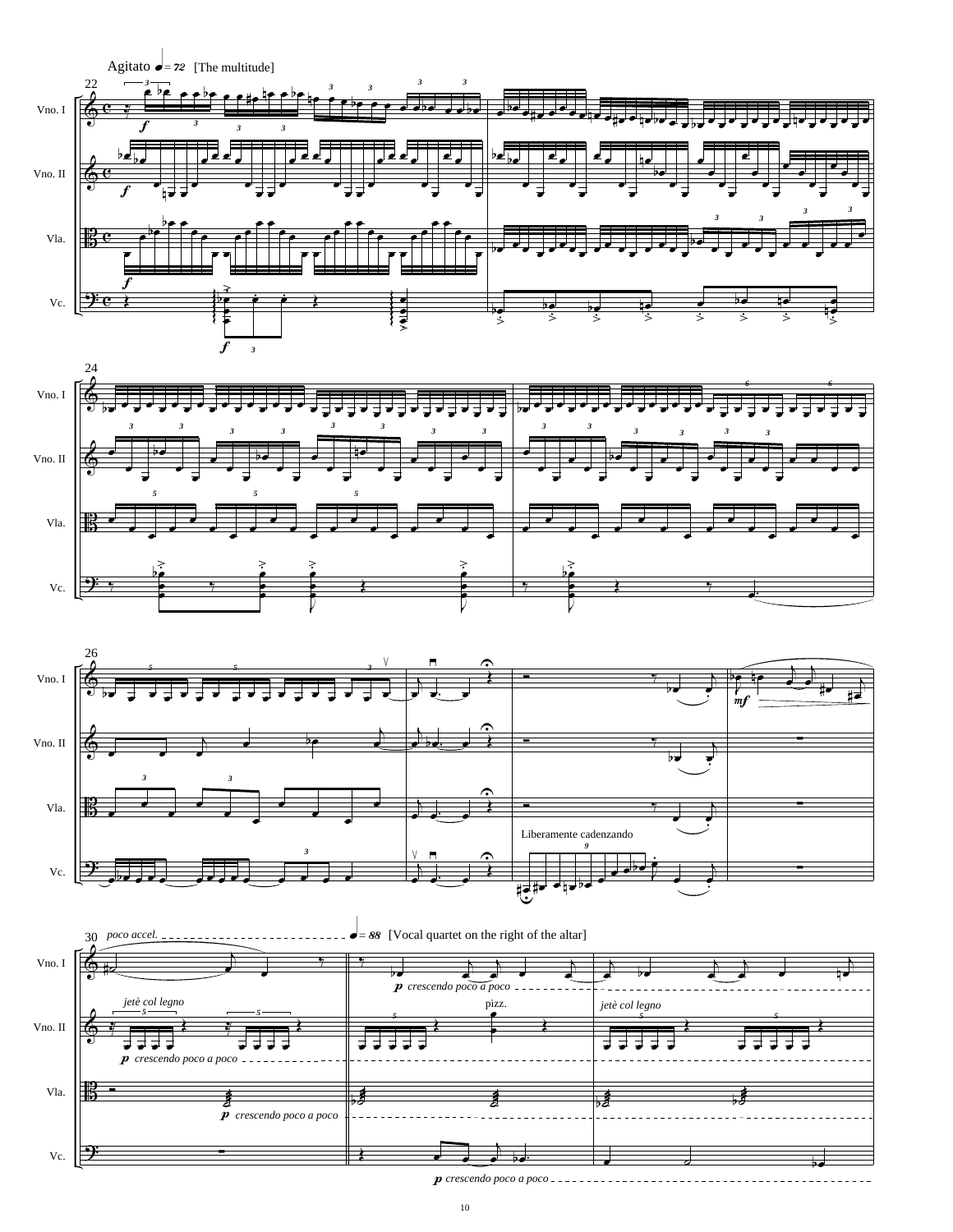Agitato ♩= 72 [The multitude]

Vno. I

Vno. II

Vla.

Vc.

Liberamente cadenzando

poco accel.

♩= 88 [Vocal quartet on the right of the altar]

jetè col legno

*p* crescendo poco a poco

pizz.

jetè col legno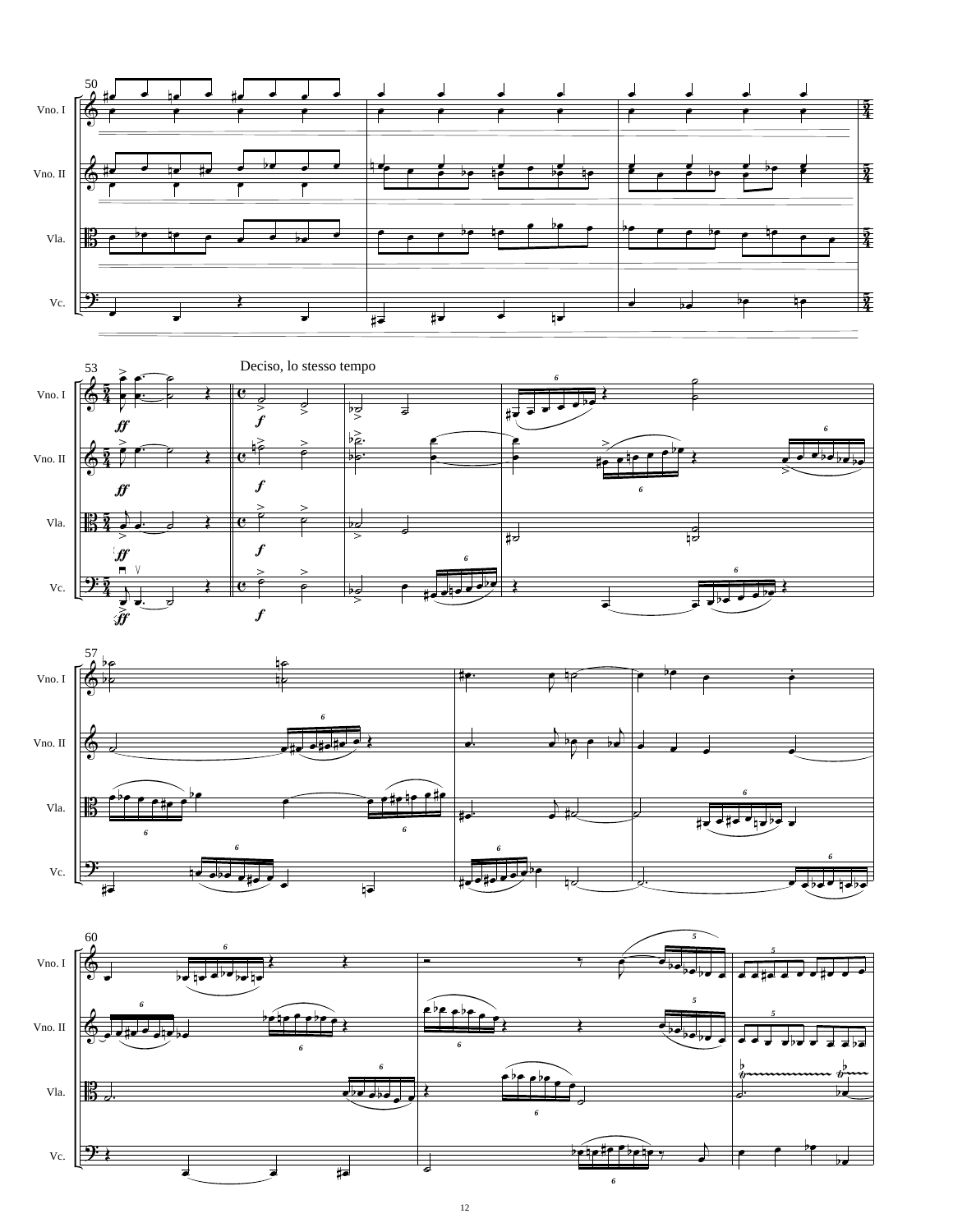Vno. I

Vno. II

Vla.

Vc.

Deciso, lo stesso tempo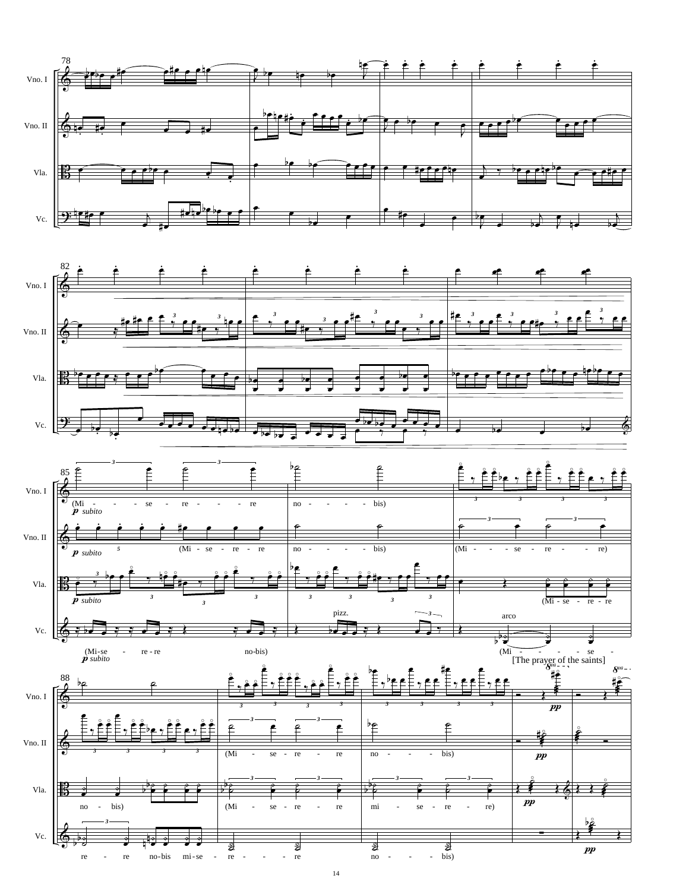Vno. I
Vno. II
Vla.
Vc.

78

82

85

*p subito*

(Mi - se - re - re no - bis)

(Mi - se - re - re no - bis)

(Mi - se - re - re)

(Mi-se - re - re no-bis)

pizz.

arco

(Mi - se - re - re)

(Mi - - - se -

[The prayer of the saints]

88

no - bis)

(Mi - se - re - re no - bis)

(Mi - se - re - re mi - se - re - re)

re - re no-bis mi-se - re - re no - bis)

*pp*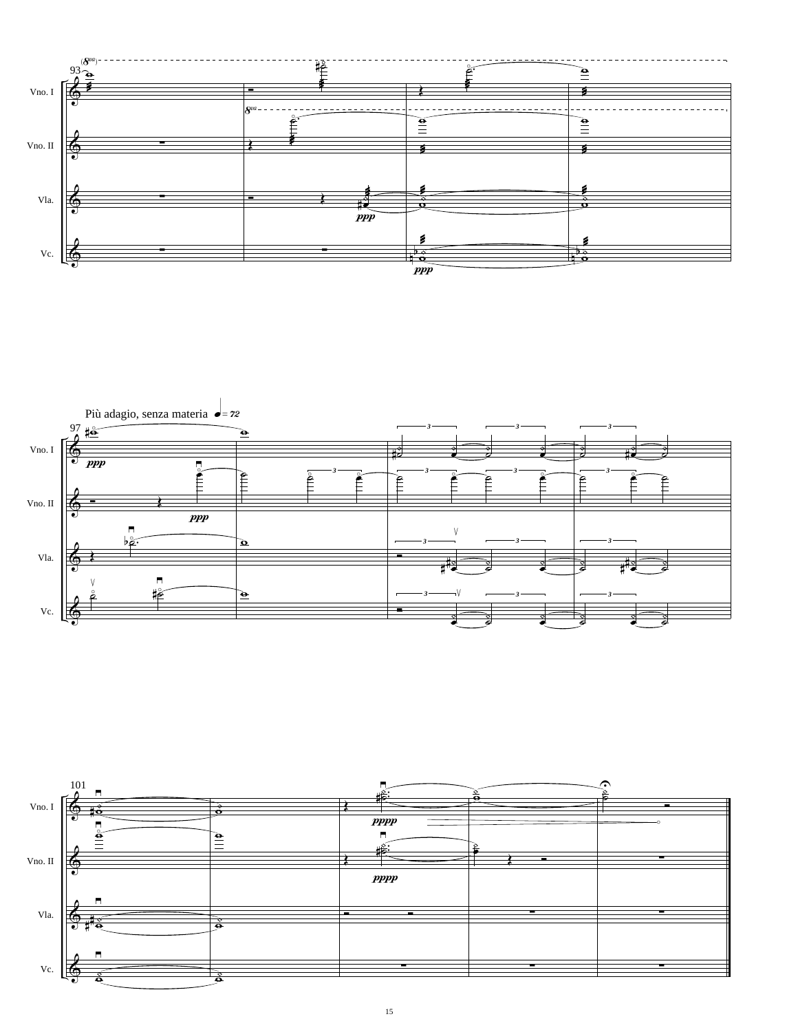Più adagio, senza materia ♩= 72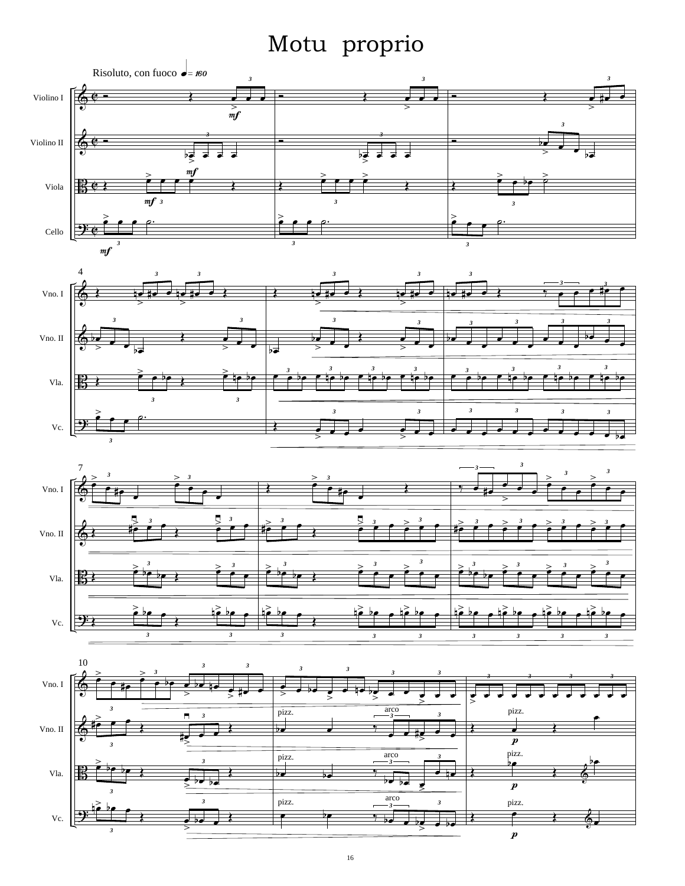# Motu proprio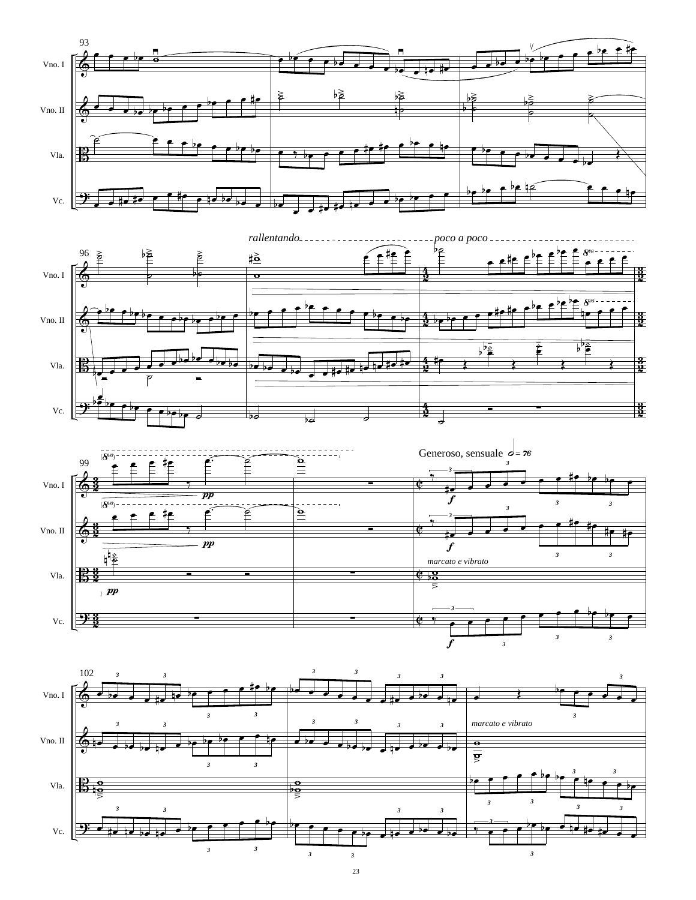93

Vno. I

Vno. II

Vla.

Vc.

96

*rallentando* - - - - - - - - - - - - - - - - - - *poco a poco* - - - - - - - - - - - - - - - - - - -

Vno. I

Vno. II

Vla.

Vc.

99

Generoso, sensuale 𝅗𝅥 = 76

Vno. I

Vno. II

Vla.

*marcato e vibrato*

Vc.

102

Vno. I

*marcato e vibrato*

Vno. II

Vla.

Vc.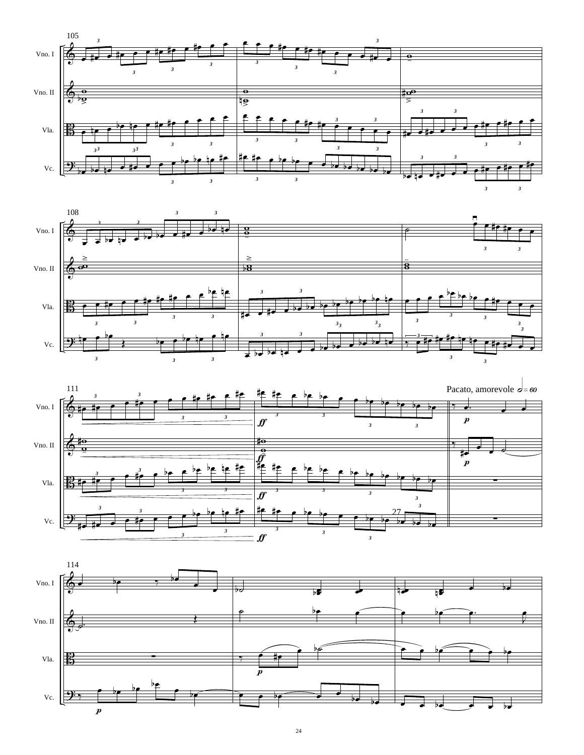Pacato, amorevole 𝅗𝅥 = 60